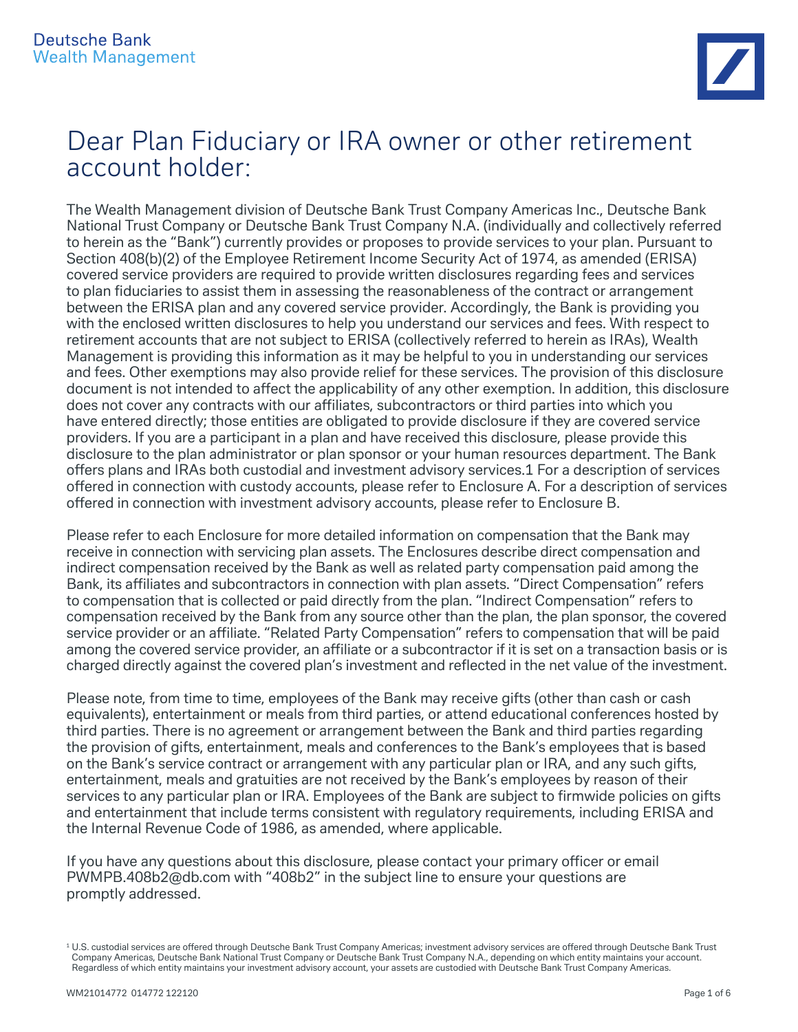Deutsche Bank
Wealth Management

# Dear Plan Fiduciary or IRA owner or other retirement account holder:

The Wealth Management division of Deutsche Bank Trust Company Americas Inc., Deutsche Bank National Trust Company or Deutsche Bank Trust Company N.A. (individually and collectively referred to herein as the "Bank") currently provides or proposes to provide services to your plan. Pursuant to Section 408(b)(2) of the Employee Retirement Income Security Act of 1974, as amended (ERISA) covered service providers are required to provide written disclosures regarding fees and services to plan fiduciaries to assist them in assessing the reasonableness of the contract or arrangement between the ERISA plan and any covered service provider. Accordingly, the Bank is providing you with the enclosed written disclosures to help you understand our services and fees. With respect to retirement accounts that are not subject to ERISA (collectively referred to herein as IRAs), Wealth Management is providing this information as it may be helpful to you in understanding our services and fees. Other exemptions may also provide relief for these services. The provision of this disclosure document is not intended to affect the applicability of any other exemption. In addition, this disclosure does not cover any contracts with our affiliates, subcontractors or third parties into which you have entered directly; those entities are obligated to provide disclosure if they are covered service providers. If you are a participant in a plan and have received this disclosure, please provide this disclosure to the plan administrator or plan sponsor or your human resources department. The Bank offers plans and IRAs both custodial and investment advisory services.[1] For a description of services offered in connection with custody accounts, please refer to Enclosure A. For a description of services offered in connection with investment advisory accounts, please refer to Enclosure B.

Please refer to each Enclosure for more detailed information on compensation that the Bank may receive in connection with servicing plan assets. The Enclosures describe direct compensation and indirect compensation received by the Bank as well as related party compensation paid among the Bank, its affiliates and subcontractors in connection with plan assets. "Direct Compensation" refers to compensation that is collected or paid directly from the plan. "Indirect Compensation" refers to compensation received by the Bank from any source other than the plan, the plan sponsor, the covered service provider or an affiliate. "Related Party Compensation" refers to compensation that will be paid among the covered service provider, an affiliate or a subcontractor if it is set on a transaction basis or is charged directly against the covered plan's investment and reflected in the net value of the investment.

Please note, from time to time, employees of the Bank may receive gifts (other than cash or cash equivalents), entertainment or meals from third parties, or attend educational conferences hosted by third parties. There is no agreement or arrangement between the Bank and third parties regarding the provision of gifts, entertainment, meals and conferences to the Bank's employees that is based on the Bank's service contract or arrangement with any particular plan or IRA, and any such gifts, entertainment, meals and gratuities are not received by the Bank's employees by reason of their services to any particular plan or IRA. Employees of the Bank are subject to firmwide policies on gifts and entertainment that include terms consistent with regulatory requirements, including ERISA and the Internal Revenue Code of 1986, as amended, where applicable.

If you have any questions about this disclosure, please contact your primary officer or email PWMPB.408b2@db.com with "408b2" in the subject line to ensure your questions are promptly addressed.

[1] U.S. custodial services are offered through Deutsche Bank Trust Company Americas; investment advisory services are offered through Deutsche Bank Trust Company Americas, Deutsche Bank National Trust Company or Deutsche Bank Trust Company N.A., depending on which entity maintains your account. Regardless of which entity maintains your investment advisory account, your assets are custodied with Deutsche Bank Trust Company Americas.

WM21014772 014772 122120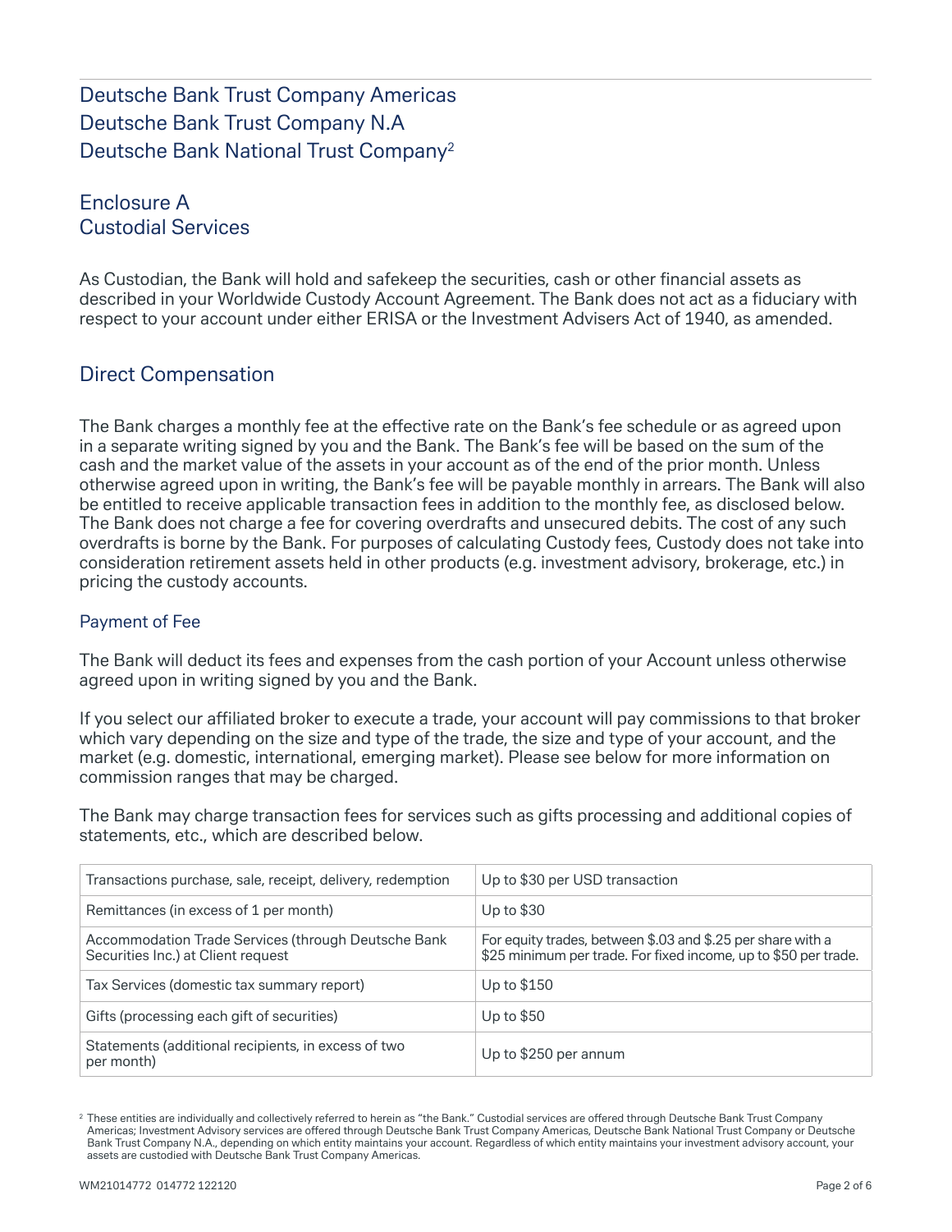# Deutsche Bank Trust Company Americas
# Deutsche Bank Trust Company N.A
# Deutsche Bank National Trust Company[2]

## Enclosure A
## Custodial Services

As Custodian, the Bank will hold and safekeep the securities, cash or other financial assets as described in your Worldwide Custody Account Agreement. The Bank does not act as a fiduciary with respect to your account under either ERISA or the Investment Advisers Act of 1940, as amended.

## Direct Compensation

The Bank charges a monthly fee at the effective rate on the Bank's fee schedule or as agreed upon in a separate writing signed by you and the Bank. The Bank's fee will be based on the sum of the cash and the market value of the assets in your account as of the end of the prior month. Unless otherwise agreed upon in writing, the Bank's fee will be payable monthly in arrears. The Bank will also be entitled to receive applicable transaction fees in addition to the monthly fee, as disclosed below. The Bank does not charge a fee for covering overdrafts and unsecured debits. The cost of any such overdrafts is borne by the Bank. For purposes of calculating Custody fees, Custody does not take into consideration retirement assets held in other products (e.g. investment advisory, brokerage, etc.) in pricing the custody accounts.

### Payment of Fee

The Bank will deduct its fees and expenses from the cash portion of your Account unless otherwise agreed upon in writing signed by you and the Bank.

If you select our affiliated broker to execute a trade, your account will pay commissions to that broker which vary depending on the size and type of the trade, the size and type of your account, and the market (e.g. domestic, international, emerging market). Please see below for more information on commission ranges that may be charged.

The Bank may charge transaction fees for services such as gifts processing and additional copies of statements, etc., which are described below.

| | |
|---|---|
| Transactions purchase, sale, receipt, delivery, redemption | Up to $30 per USD transaction |
| Remittances (in excess of 1 per month) | Up to $30 |
| Accommodation Trade Services (through Deutsche Bank Securities Inc.) at Client request | For equity trades, between $.03 and $.25 per share with a $25 minimum per trade. For fixed income, up to $50 per trade. |
| Tax Services (domestic tax summary report) | Up to $150 |
| Gifts (processing each gift of securities) | Up to $50 |
| Statements (additional recipients, in excess of two per month) | Up to $250 per annum |

[2] These entities are individually and collectively referred to herein as "the Bank." Custodial services are offered through Deutsche Bank Trust Company Americas; Investment Advisory services are offered through Deutsche Bank Trust Company Americas, Deutsche Bank National Trust Company or Deutsche Bank Trust Company N.A., depending on which entity maintains your account. Regardless of which entity maintains your investment advisory account, your assets are custodied with Deutsche Bank Trust Company Americas.

WM21014772 014772 122120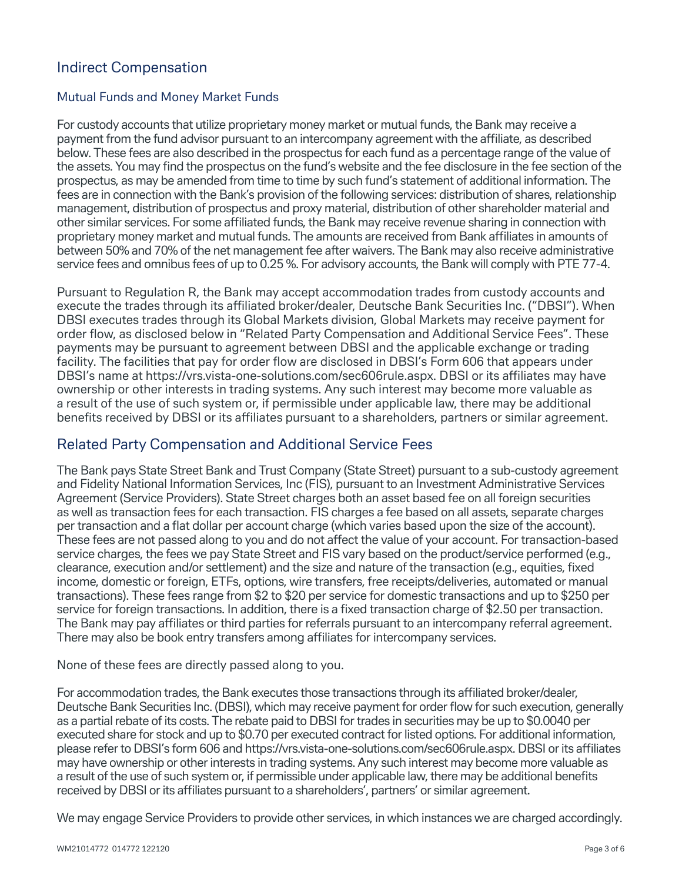## Indirect Compensation

### Mutual Funds and Money Market Funds

For custody accounts that utilize proprietary money market or mutual funds, the Bank may receive a payment from the fund advisor pursuant to an intercompany agreement with the affiliate, as described below. These fees are also described in the prospectus for each fund as a percentage range of the value of the assets. You may find the prospectus on the fund's website and the fee disclosure in the fee section of the prospectus, as may be amended from time to time by such fund's statement of additional information. The fees are in connection with the Bank's provision of the following services: distribution of shares, relationship management, distribution of prospectus and proxy material, distribution of other shareholder material and other similar services. For some affiliated funds, the Bank may receive revenue sharing in connection with proprietary money market and mutual funds. The amounts are received from Bank affiliates in amounts of between 50% and 70% of the net management fee after waivers. The Bank may also receive administrative service fees and omnibus fees of up to 0.25 %. For advisory accounts, the Bank will comply with PTE 77-4.

Pursuant to Regulation R, the Bank may accept accommodation trades from custody accounts and execute the trades through its affiliated broker/dealer, Deutsche Bank Securities Inc. ("DBSI"). When DBSI executes trades through its Global Markets division, Global Markets may receive payment for order flow, as disclosed below in "Related Party Compensation and Additional Service Fees". These payments may be pursuant to agreement between DBSI and the applicable exchange or trading facility. The facilities that pay for order flow are disclosed in DBSI's Form 606 that appears under DBSI's name at https://vrs.vista-one-solutions.com/sec606rule.aspx. DBSI or its affiliates may have ownership or other interests in trading systems. Any such interest may become more valuable as a result of the use of such system or, if permissible under applicable law, there may be additional benefits received by DBSI or its affiliates pursuant to a shareholders, partners or similar agreement.

## Related Party Compensation and Additional Service Fees

The Bank pays State Street Bank and Trust Company (State Street) pursuant to a sub-custody agreement and Fidelity National Information Services, Inc (FIS), pursuant to an Investment Administrative Services Agreement (Service Providers). State Street charges both an asset based fee on all foreign securities as well as transaction fees for each transaction. FIS charges a fee based on all assets, separate charges per transaction and a flat dollar per account charge (which varies based upon the size of the account). These fees are not passed along to you and do not affect the value of your account. For transaction-based service charges, the fees we pay State Street and FIS vary based on the product/service performed (e.g., clearance, execution and/or settlement) and the size and nature of the transaction (e.g., equities, fixed income, domestic or foreign, ETFs, options, wire transfers, free receipts/deliveries, automated or manual transactions). These fees range from $2 to $20 per service for domestic transactions and up to $250 per service for foreign transactions. In addition, there is a fixed transaction charge of $2.50 per transaction. The Bank may pay affiliates or third parties for referrals pursuant to an intercompany referral agreement. There may also be book entry transfers among affiliates for intercompany services.

None of these fees are directly passed along to you.

For accommodation trades, the Bank executes those transactions through its affiliated broker/dealer, Deutsche Bank Securities Inc. (DBSI), which may receive payment for order flow for such execution, generally as a partial rebate of its costs. The rebate paid to DBSI for trades in securities may be up to $0.0040 per executed share for stock and up to $0.70 per executed contract for listed options. For additional information, please refer to DBSI's form 606 and https://vrs.vista-one-solutions.com/sec606rule.aspx. DBSI or its affiliates may have ownership or other interests in trading systems. Any such interest may become more valuable as a result of the use of such system or, if permissible under applicable law, there may be additional benefits received by DBSI or its affiliates pursuant to a shareholders', partners' or similar agreement.

We may engage Service Providers to provide other services, in which instances we are charged accordingly.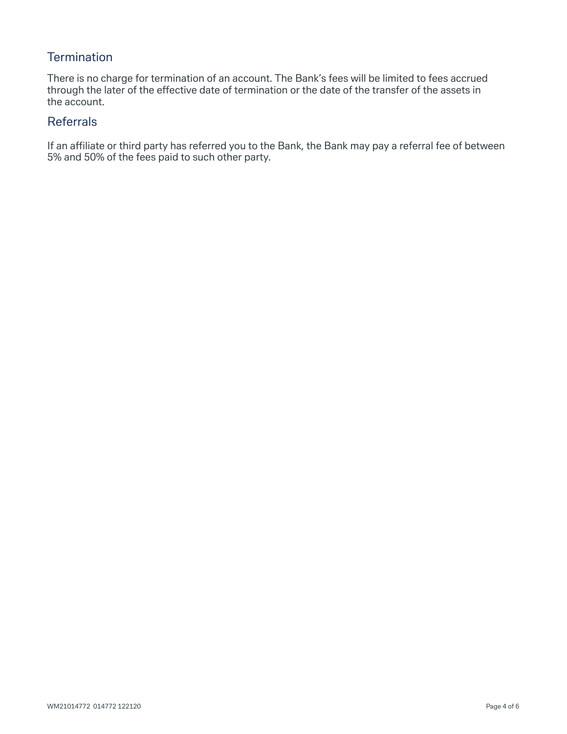## Termination

There is no charge for termination of an account. The Bank's fees will be limited to fees accrued through the later of the effective date of termination or the date of the transfer of the assets in the account.

## Referrals

If an affiliate or third party has referred you to the Bank, the Bank may pay a referral fee of between 5% and 50% of the fees paid to such other party.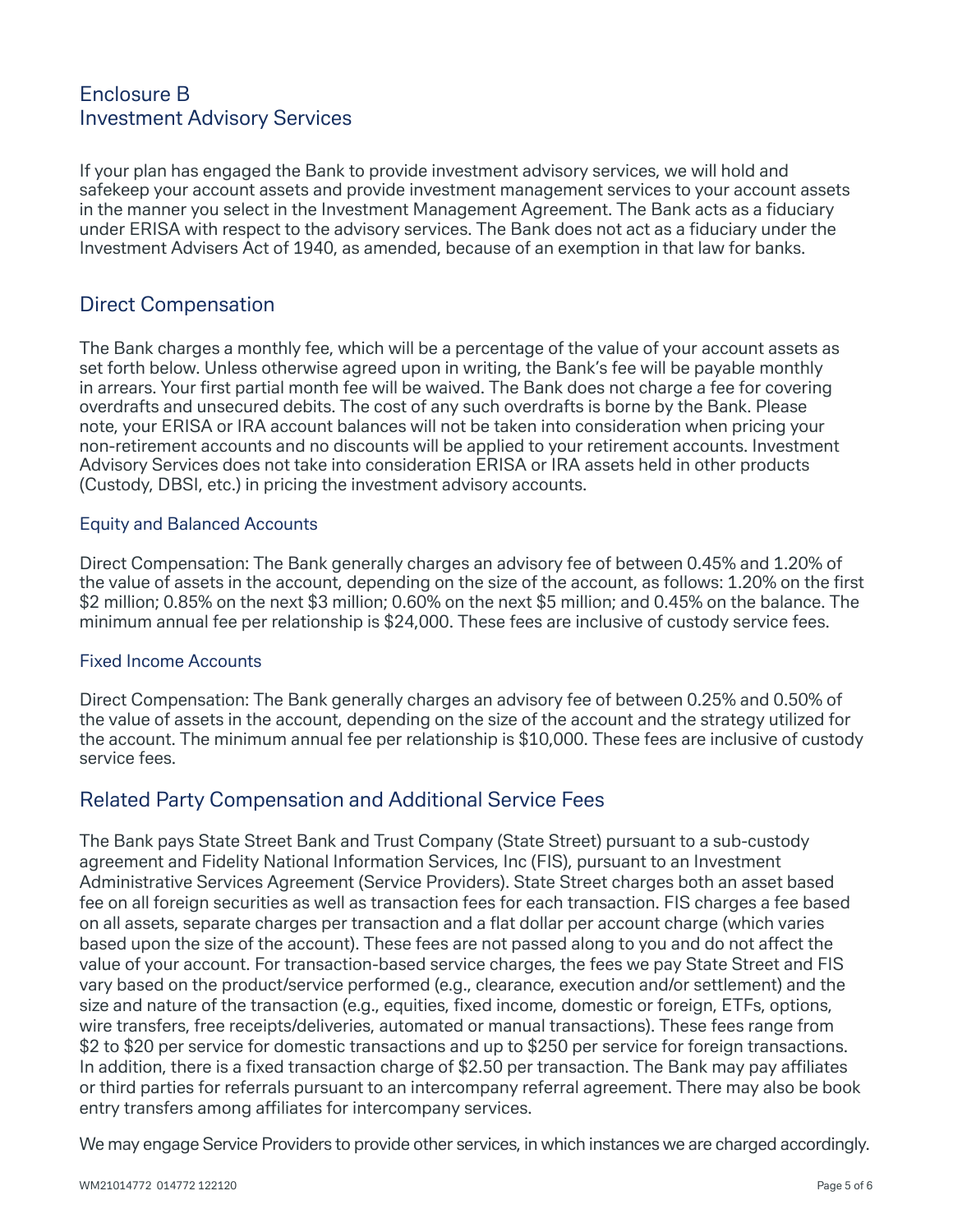# Enclosure B
# Investment Advisory Services

If your plan has engaged the Bank to provide investment advisory services, we will hold and safekeep your account assets and provide investment management services to your account assets in the manner you select in the Investment Management Agreement. The Bank acts as a fiduciary under ERISA with respect to the advisory services. The Bank does not act as a fiduciary under the Investment Advisers Act of 1940, as amended, because of an exemption in that law for banks.

## Direct Compensation

The Bank charges a monthly fee, which will be a percentage of the value of your account assets as set forth below. Unless otherwise agreed upon in writing, the Bank's fee will be payable monthly in arrears. Your first partial month fee will be waived. The Bank does not charge a fee for covering overdrafts and unsecured debits. The cost of any such overdrafts is borne by the Bank. Please note, your ERISA or IRA account balances will not be taken into consideration when pricing your non-retirement accounts and no discounts will be applied to your retirement accounts. Investment Advisory Services does not take into consideration ERISA or IRA assets held in other products (Custody, DBSI, etc.) in pricing the investment advisory accounts.

### Equity and Balanced Accounts

Direct Compensation: The Bank generally charges an advisory fee of between 0.45% and 1.20% of the value of assets in the account, depending on the size of the account, as follows: 1.20% on the first $2 million; 0.85% on the next $3 million; 0.60% on the next $5 million; and 0.45% on the balance. The minimum annual fee per relationship is $24,000. These fees are inclusive of custody service fees.

### Fixed Income Accounts

Direct Compensation: The Bank generally charges an advisory fee of between 0.25% and 0.50% of the value of assets in the account, depending on the size of the account and the strategy utilized for the account. The minimum annual fee per relationship is $10,000. These fees are inclusive of custody service fees.

## Related Party Compensation and Additional Service Fees

The Bank pays State Street Bank and Trust Company (State Street) pursuant to a sub-custody agreement and Fidelity National Information Services, Inc (FIS), pursuant to an Investment Administrative Services Agreement (Service Providers). State Street charges both an asset based fee on all foreign securities as well as transaction fees for each transaction. FIS charges a fee based on all assets, separate charges per transaction and a flat dollar per account charge (which varies based upon the size of the account). These fees are not passed along to you and do not affect the value of your account. For transaction-based service charges, the fees we pay State Street and FIS vary based on the product/service performed (e.g., clearance, execution and/or settlement) and the size and nature of the transaction (e.g., equities, fixed income, domestic or foreign, ETFs, options, wire transfers, free receipts/deliveries, automated or manual transactions). These fees range from $2 to $20 per service for domestic transactions and up to $250 per service for foreign transactions. In addition, there is a fixed transaction charge of $2.50 per transaction. The Bank may pay affiliates or third parties for referrals pursuant to an intercompany referral agreement. There may also be book entry transfers among affiliates for intercompany services.

We may engage Service Providers to provide other services, in which instances we are charged accordingly.

WM21014772 014772 122120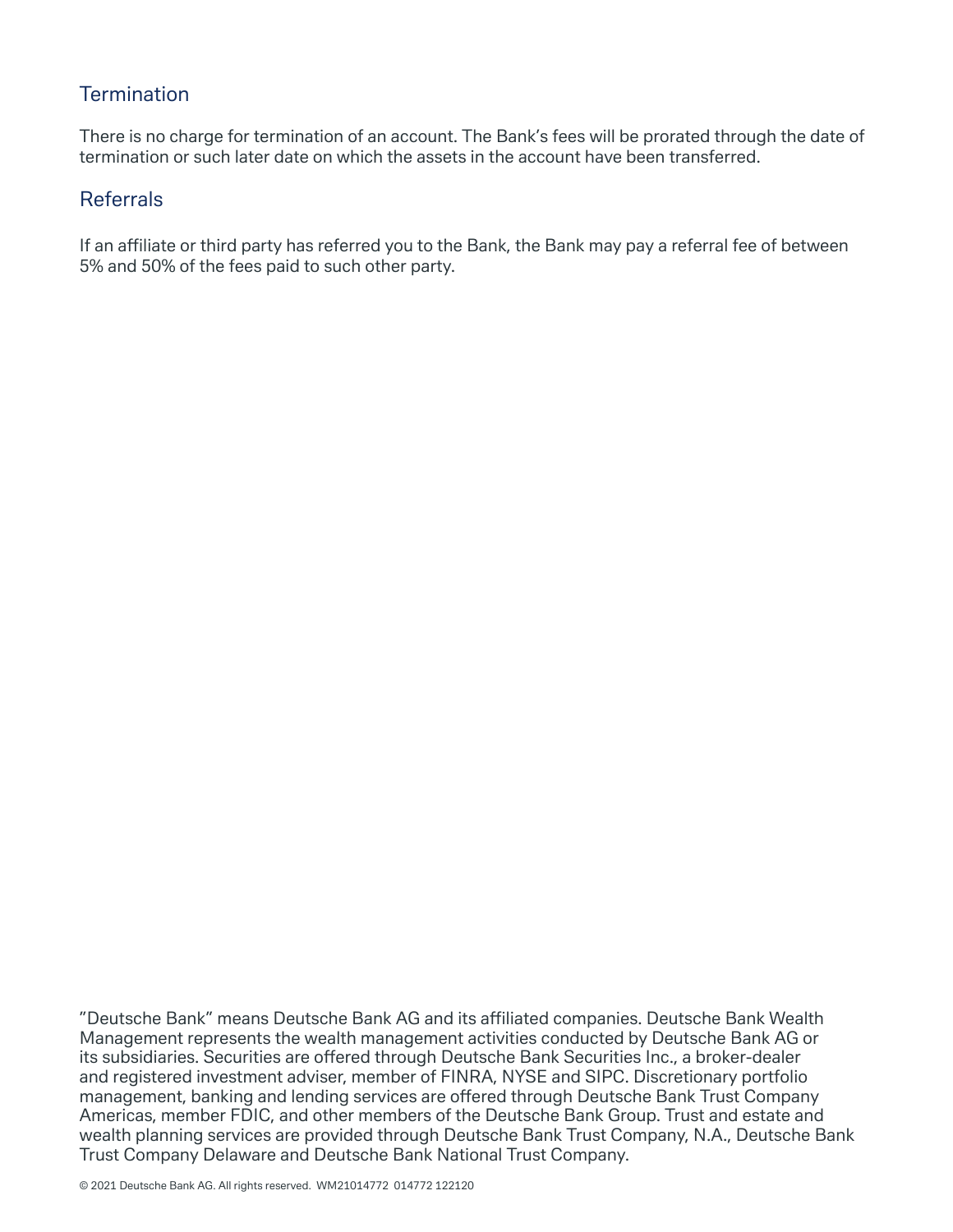## Termination

There is no charge for termination of an account. The Bank's fees will be prorated through the date of termination or such later date on which the assets in the account have been transferred.

## Referrals

If an affiliate or third party has referred you to the Bank, the Bank may pay a referral fee of between 5% and 50% of the fees paid to such other party.

"Deutsche Bank" means Deutsche Bank AG and its affiliated companies. Deutsche Bank Wealth Management represents the wealth management activities conducted by Deutsche Bank AG or its subsidiaries. Securities are offered through Deutsche Bank Securities Inc., a broker-dealer and registered investment adviser, member of FINRA, NYSE and SIPC. Discretionary portfolio management, banking and lending services are offered through Deutsche Bank Trust Company Americas, member FDIC, and other members of the Deutsche Bank Group. Trust and estate and wealth planning services are provided through Deutsche Bank Trust Company, N.A., Deutsche Bank Trust Company Delaware and Deutsche Bank National Trust Company.

© 2021 Deutsche Bank AG. All rights reserved. WM21014772 014772 122120